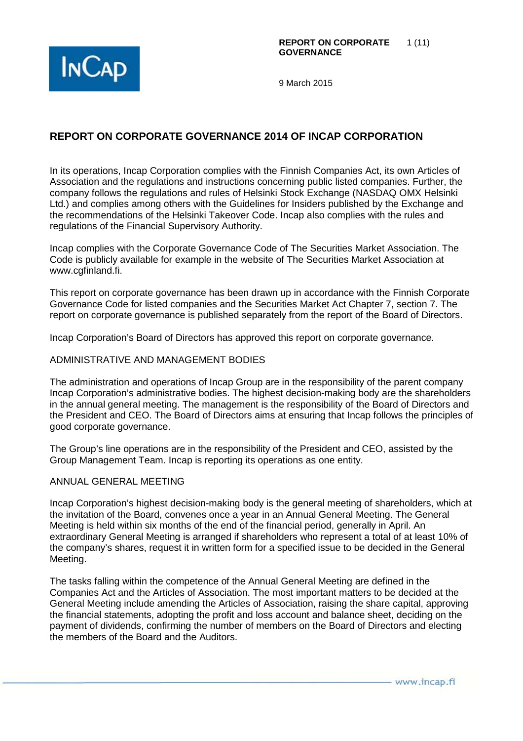# REPORT ON CORPORATE GOVERNANCE 2014 OF INCAP CORPORATION

In its operations, Incap Corporation complies with the Finnish Companies Act, its own Articles of Association and the regulations and instructions concerning public listed companies. Further, the company follows the regulations and rules of Helsinki Stock Exchange (NASDAQ OMX Helsinki Ltd.) and complies among others with the Guidelines for Insiders published by the Exchange and the recommendations of the Helsinki Takeover Code. Incap also complies with the rules and regulations of the Financial Supervisory Authority.

Incap complies with the Corporate Governance Code of The Securities Market Association. The Code is publicly available for example in the website of The Securities Market Association at www.cgfinland.fi.

This report on corporate governance has been drawn up in accordance with the Finnish Corporate Governance Code for listed companies and the Securities Market Act Chapter 7, section 7. The report on corporate governance is published separately from the report of the Board of Directors.

Incap Corporation's Board of Directors has approved this report on corporate governance.

## ADMINISTRATIVE AND MANAGEMENT BODIES

The administration and operations of Incap Group are in the responsibility of the parent company Incap Corporation's administrative bodies. The highest decision-making body are the shareholders in the annual general meeting. The management is the responsibility of the Board of Directors and the President and CEO. The Board of Directors aims at ensuring that Incap follows the principles of good corporate governance.

The Group's line operations are in the responsibility of the President and CEO, assisted by the Group Management Team. Incap is reporting its operations as one entity.

## ANNUAL GENERAL MEETING

Incap Corporation's highest decision-making body is the general meeting of shareholders, which at the invitation of the Board, convenes once a year in an Annual General Meeting. The General Meeting is held within six months of the end of the financial period, generally in April. An extraordinary General Meeting is arranged if shareholders who represent a total of at least 10% of the company's shares, request it in written form for a specified issue to be decided in the General Meeting.

The tasks falling within the competence of the Annual General Meeting are defined in the Companies Act and the Articles of Association. The most important matters to be decided at the General Meeting include amending the Articles of Association, raising the share capital, approving the financial statements, adopting the profit and loss account and balance sheet, deciding on the payment of dividends, confirming the number of members on the Board of Directors and electing the members of the Board and the Auditors.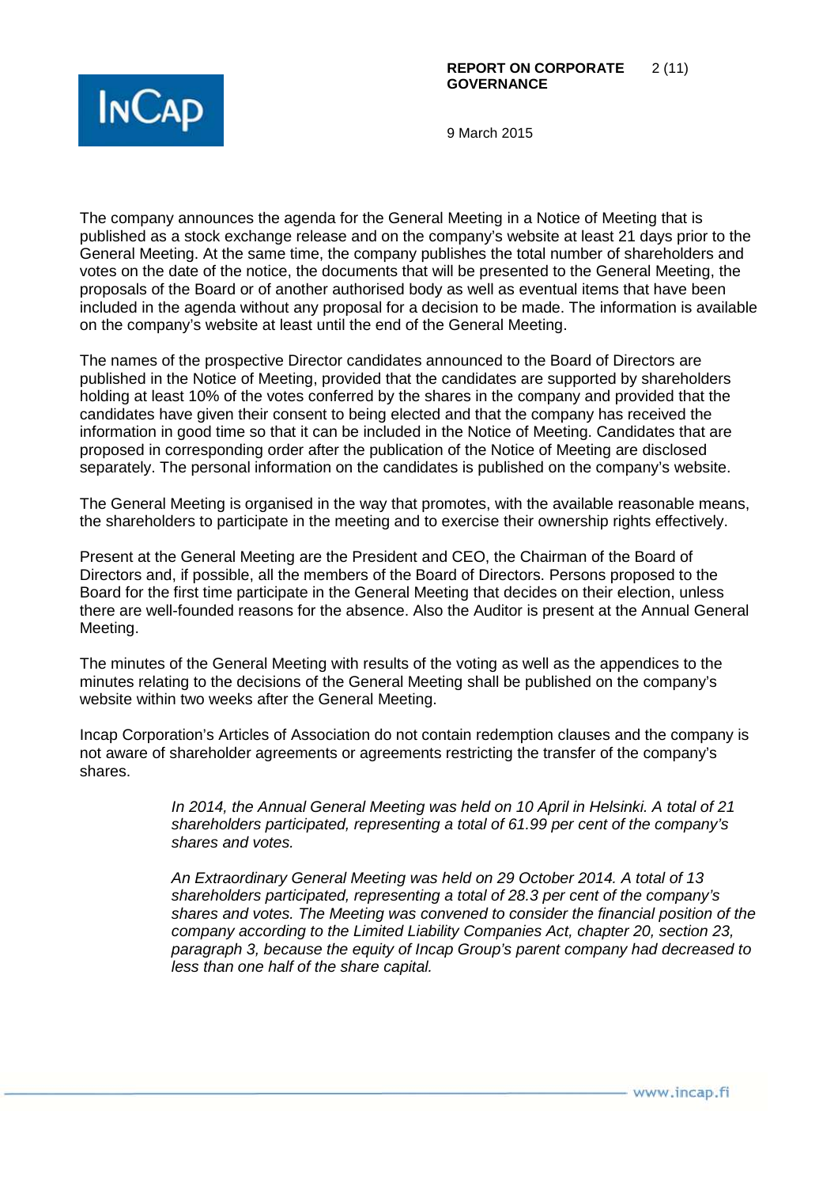The company announces the agenda for the General Meeting in a Notice of Meeting that is published as a stock exchange release and on the company's website at least 21 days prior to the General Meeting. At the same time, the company publishes the total number of shareholders and votes on the date of the notice, the documents that will be presented to the General Meeting, the proposals of the Board or of another authorised body as well as eventual items that have been included in the agenda without any proposal for a decision to be made. The information is available on the company's website at least until the end of the General Meeting.

The names of the prospective Director candidates announced to the Board of Directors are published in the Notice of Meeting, provided that the candidates are supported by shareholders holding at least 10% of the votes conferred by the shares in the company and provided that the candidates have given their consent to being elected and that the company has received the information in good time so that it can be included in the Notice of Meeting. Candidates that are proposed in corresponding order after the publication of the Notice of Meeting are disclosed separately. The personal information on the candidates is published on the company's website.

The General Meeting is organised in the way that promotes, with the available reasonable means, the shareholders to participate in the meeting and to exercise their ownership rights effectively.

Present at the General Meeting are the President and CEO, the Chairman of the Board of Directors and, if possible, all the members of the Board of Directors. Persons proposed to the Board for the first time participate in the General Meeting that decides on their election, unless there are well-founded reasons for the absence. Also the Auditor is present at the Annual General Meeting.

The minutes of the General Meeting with results of the voting as well as the appendices to the minutes relating to the decisions of the General Meeting shall be published on the company's website within two weeks after the General Meeting.

Incap Corporation's Articles of Association do not contain redemption clauses and the company is not aware of shareholder agreements or agreements restricting the transfer of the company's shares.

*In 2014, the Annual General Meeting was held on 10 April in Helsinki. A total of 21 shareholders participated, representing a total of 61.99 per cent of the company's shares and votes.*

*An Extraordinary General Meeting was held on 29 October 2014. A total of 13 shareholders participated, representing a total of 28.3 per cent of the company's shares and votes. The Meeting was convened to consider the financial position of the company according to the Limited Liability Companies Act, chapter 20, section 23, paragraph 3, because the equity of Incap Group's parent company had decreased to less than one half of the share capital.*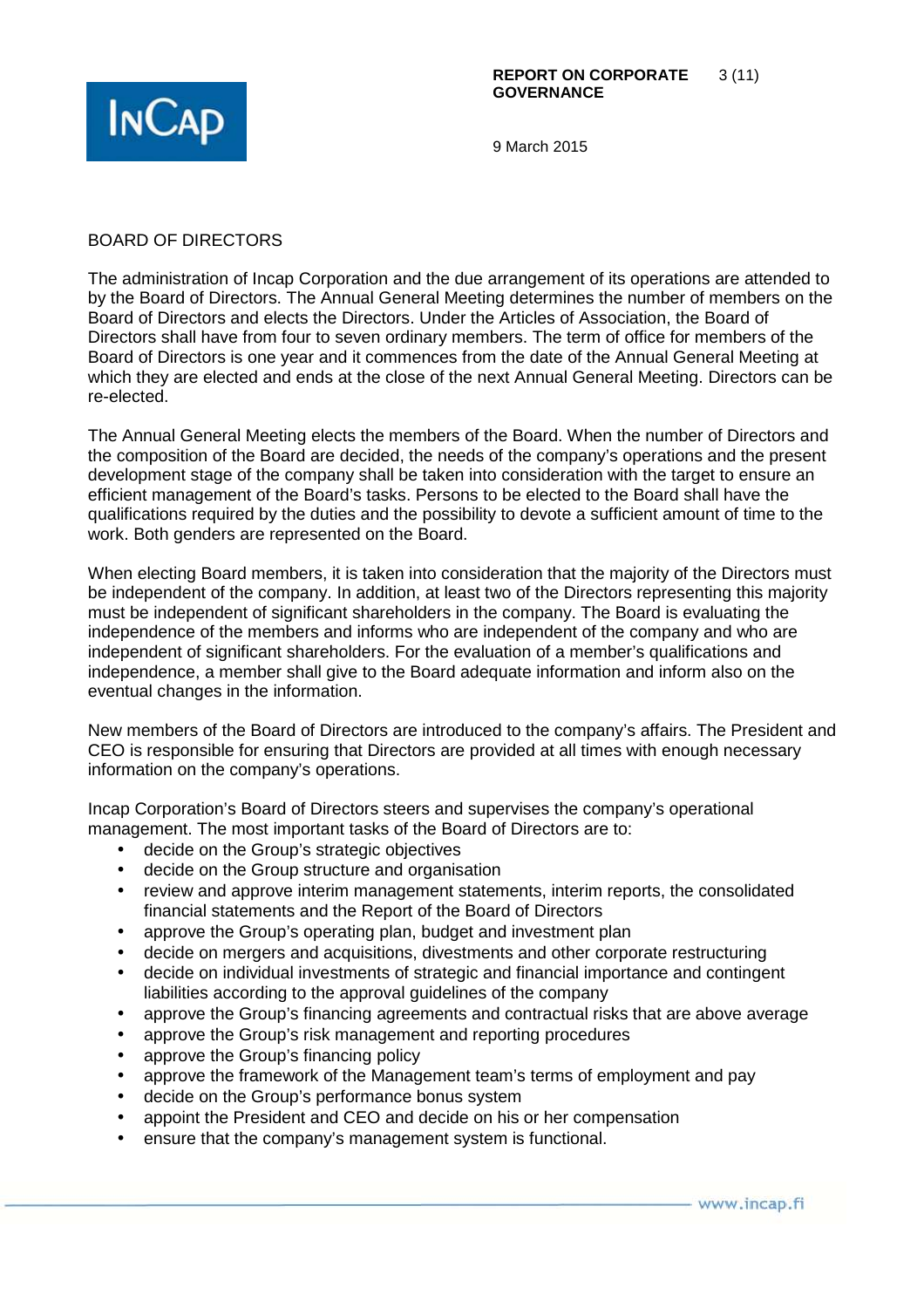## BOARD OF DIRECTORS

The administration of Incap Corporation and the due arrangement of its operations are attended to by the Board of Directors. The Annual General Meeting determines the number of members on the Board of Directors and elects the Directors. Under the Articles of Association, the Board of Directors shall have from four to seven ordinary members. The term of office for members of the Board of Directors is one year and it commences from the date of the Annual General Meeting at which they are elected and ends at the close of the next Annual General Meeting. Directors can be re-elected.

The Annual General Meeting elects the members of the Board. When the number of Directors and the composition of the Board are decided, the needs of the company's operations and the present development stage of the company shall be taken into consideration with the target to ensure an efficient management of the Board's tasks. Persons to be elected to the Board shall have the qualifications required by the duties and the possibility to devote a sufficient amount of time to the work. Both genders are represented on the Board.

When electing Board members, it is taken into consideration that the majority of the Directors must be independent of the company. In addition, at least two of the Directors representing this majority must be independent of significant shareholders in the company. The Board is evaluating the independence of the members and informs who are independent of the company and who are independent of significant shareholders. For the evaluation of a member's qualifications and independence, a member shall give to the Board adequate information and inform also on the eventual changes in the information.

New members of the Board of Directors are introduced to the company's affairs. The President and CEO is responsible for ensuring that Directors are provided at all times with enough necessary information on the company's operations.

Incap Corporation's Board of Directors steers and supervises the company's operational management. The most important tasks of the Board of Directors are to:

- decide on the Group's strategic objectives
- decide on the Group structure and organisation
- review and approve interim management statements, interim reports, the consolidated financial statements and the Report of the Board of Directors
- approve the Group's operating plan, budget and investment plan
- decide on mergers and acquisitions, divestments and other corporate restructuring
- decide on individual investments of strategic and financial importance and contingent liabilities according to the approval guidelines of the company
- approve the Group's financing agreements and contractual risks that are above average
- approve the Group's risk management and reporting procedures
- approve the Group's financing policy
- approve the framework of the Management team's terms of employment and pay
- decide on the Group's performance bonus system
- appoint the President and CEO and decide on his or her compensation
- ensure that the company's management system is functional.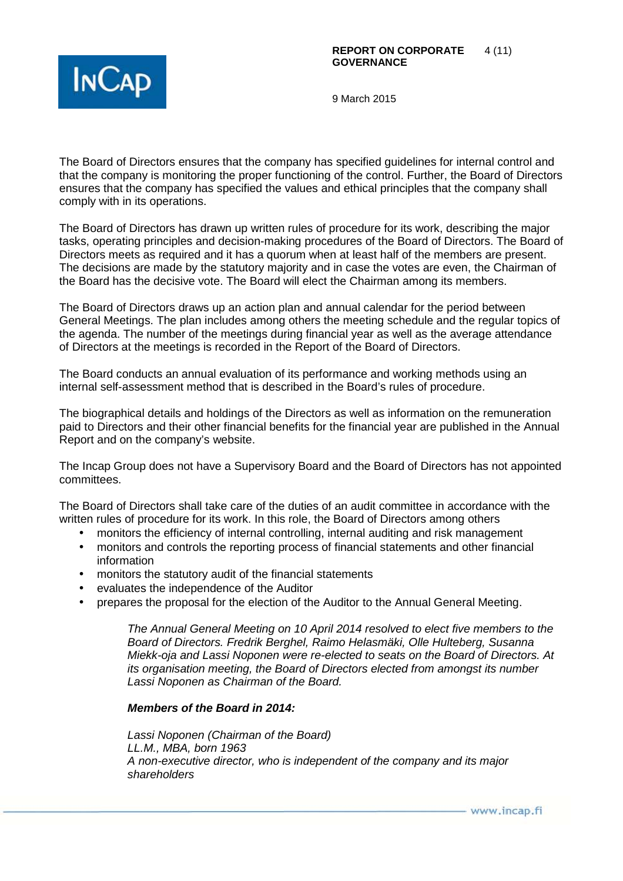The Board of Directors ensures that the company has specified guidelines for internal control and that the company is monitoring the proper functioning of the control. Further, the Board of Directors ensures that the company has specified the values and ethical principles that the company shall comply with in its operations.

The Board of Directors has drawn up written rules of procedure for its work, describing the major tasks, operating principles and decision-making procedures of the Board of Directors. The Board of Directors meets as required and it has a quorum when at least half of the members are present. The decisions are made by the statutory majority and in case the votes are even, the Chairman of the Board has the decisive vote. The Board will elect the Chairman among its members.

The Board of Directors draws up an action plan and annual calendar for the period between General Meetings. The plan includes among others the meeting schedule and the regular topics of the agenda. The number of the meetings during financial year as well as the average attendance of Directors at the meetings is recorded in the Report of the Board of Directors.

The Board conducts an annual evaluation of its performance and working methods using an internal self-assessment method that is described in the Board's rules of procedure.

The biographical details and holdings of the Directors as well as information on the remuneration paid to Directors and their other financial benefits for the financial year are published in the Annual Report and on the company's website.

The Incap Group does not have a Supervisory Board and the Board of Directors has not appointed committees.

The Board of Directors shall take care of the duties of an audit committee in accordance with the written rules of procedure for its work. In this role, the Board of Directors among others

- monitors the efficiency of internal controlling, internal auditing and risk management
- monitors and controls the reporting process of financial statements and other financial information
- monitors the statutory audit of the financial statements
- evaluates the independence of the Auditor
- prepares the proposal for the election of the Auditor to the Annual General Meeting.

*The Annual General Meeting on 10 April 2014 resolved to elect five members to the Board of Directors. Fredrik Berghel, Raimo Helasmäki, Olle Hulteberg, Susanna Miekk-oja and Lassi Noponen were re-elected to seats on the Board of Directors. At its organisation meeting, the Board of Directors elected from amongst its number Lassi Noponen as Chairman of the Board.*

***Members of the Board in 2014:***

*Lassi Noponen (Chairman of the Board)*
*LL.M., MBA, born 1963*
*A non-executive director, who is independent of the company and its major shareholders*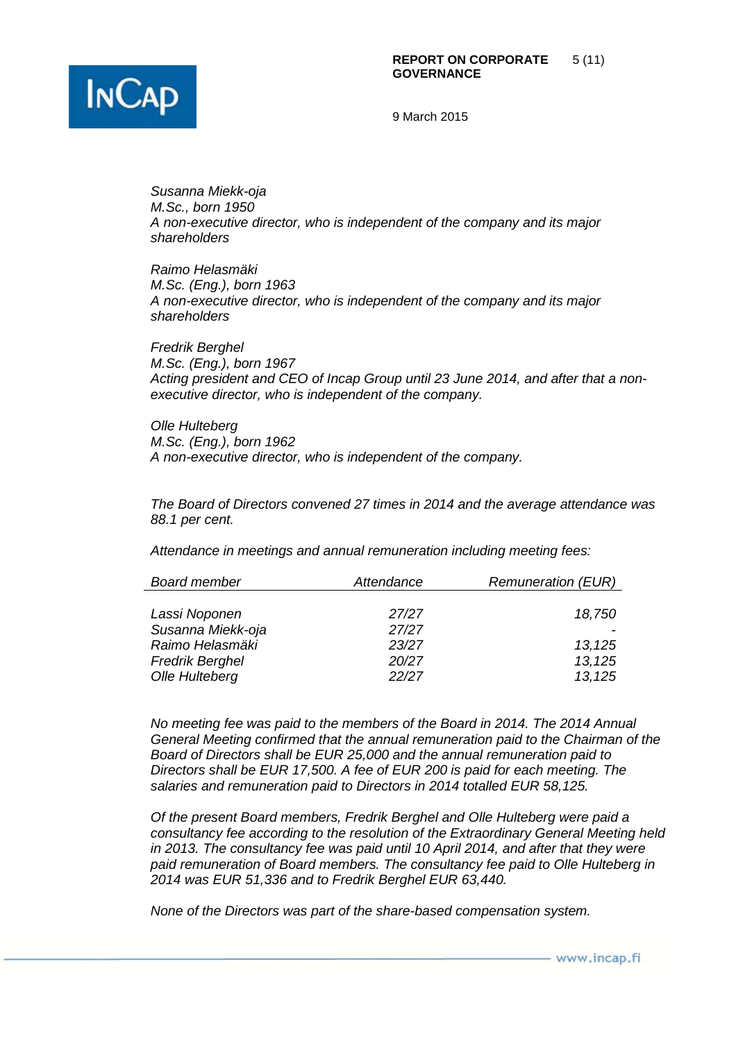*Susanna Miekk-oja*
*M.Sc., born 1950*
*A non-executive director, who is independent of the company and its major shareholders*

*Raimo Helasmäki*
*M.Sc. (Eng.), born 1963*
*A non-executive director, who is independent of the company and its major shareholders*

*Fredrik Berghel*
*M.Sc. (Eng.), born 1967*
*Acting president and CEO of Incap Group until 23 June 2014, and after that a non-executive director, who is independent of the company.*

*Olle Hulteberg*
*M.Sc. (Eng.), born 1962*
*A non-executive director, who is independent of the company.*

*The Board of Directors convened 27 times in 2014 and the average attendance was 88.1 per cent.*

*Attendance in meetings and annual remuneration including meeting fees:*

| *Board member* | *Attendance* | *Remuneration (EUR)* |
|---|---|---|
| *Lassi Noponen* | *27/27* | *18,750* |
| *Susanna Miekk-oja* | *27/27* | *-* |
| *Raimo Helasmäki* | *23/27* | *13,125* |
| *Fredrik Berghel* | *20/27* | *13,125* |
| *Olle Hulteberg* | *22/27* | *13,125* |

*No meeting fee was paid to the members of the Board in 2014. The 2014 Annual General Meeting confirmed that the annual remuneration paid to the Chairman of the Board of Directors shall be EUR 25,000 and the annual remuneration paid to Directors shall be EUR 17,500. A fee of EUR 200 is paid for each meeting. The salaries and remuneration paid to Directors in 2014 totalled EUR 58,125.*

*Of the present Board members, Fredrik Berghel and Olle Hulteberg were paid a consultancy fee according to the resolution of the Extraordinary General Meeting held in 2013. The consultancy fee was paid until 10 April 2014, and after that they were paid remuneration of Board members. The consultancy fee paid to Olle Hulteberg in 2014 was EUR 51,336 and to Fredrik Berghel EUR 63,440.*

*None of the Directors was part of the share-based compensation system.*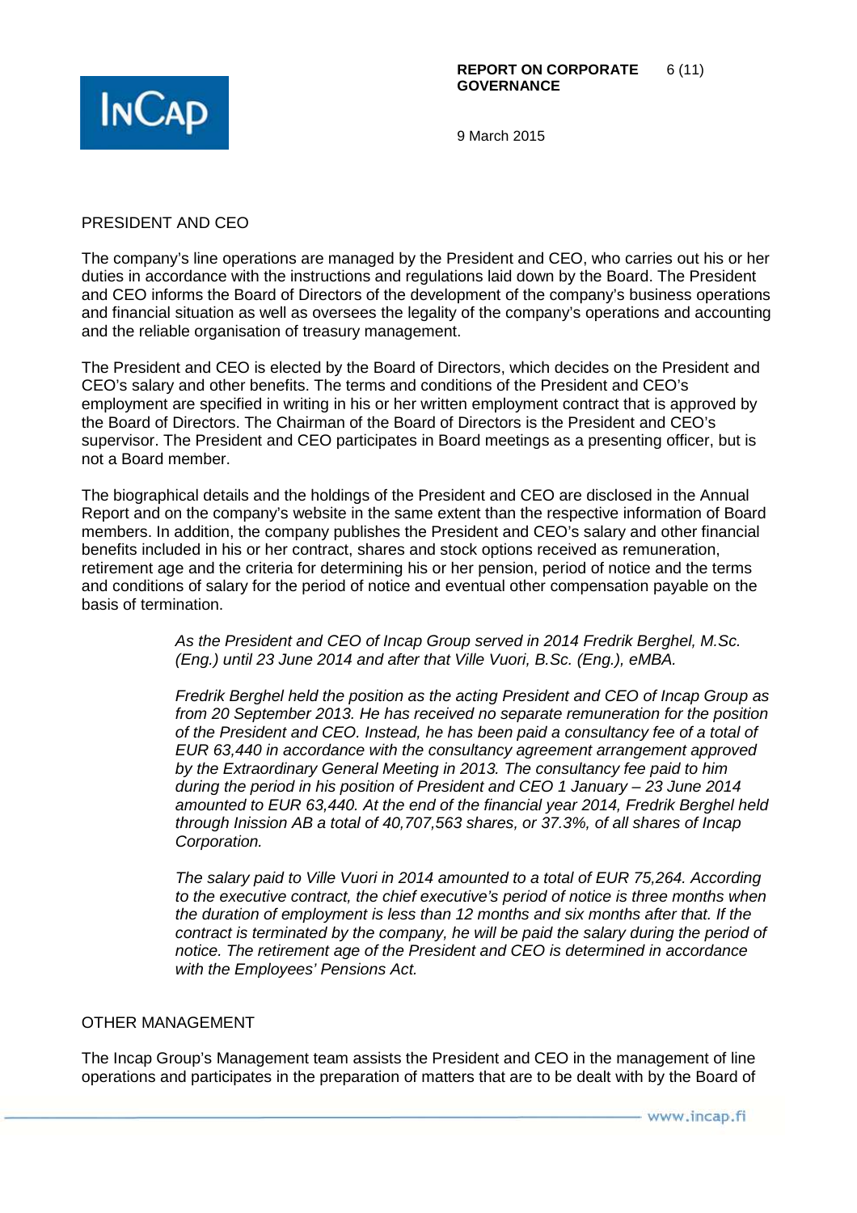## PRESIDENT AND CEO

The company's line operations are managed by the President and CEO, who carries out his or her duties in accordance with the instructions and regulations laid down by the Board. The President and CEO informs the Board of Directors of the development of the company's business operations and financial situation as well as oversees the legality of the company's operations and accounting and the reliable organisation of treasury management.

The President and CEO is elected by the Board of Directors, which decides on the President and CEO's salary and other benefits. The terms and conditions of the President and CEO's employment are specified in writing in his or her written employment contract that is approved by the Board of Directors. The Chairman of the Board of Directors is the President and CEO's supervisor. The President and CEO participates in Board meetings as a presenting officer, but is not a Board member.

The biographical details and the holdings of the President and CEO are disclosed in the Annual Report and on the company's website in the same extent than the respective information of Board members. In addition, the company publishes the President and CEO's salary and other financial benefits included in his or her contract, shares and stock options received as remuneration, retirement age and the criteria for determining his or her pension, period of notice and the terms and conditions of salary for the period of notice and eventual other compensation payable on the basis of termination.

> *As the President and CEO of Incap Group served in 2014 Fredrik Berghel, M.Sc. (Eng.) until 23 June 2014 and after that Ville Vuori, B.Sc. (Eng.), eMBA.*
>
> *Fredrik Berghel held the position as the acting President and CEO of Incap Group as from 20 September 2013. He has received no separate remuneration for the position of the President and CEO. Instead, he has been paid a consultancy fee of a total of EUR 63,440 in accordance with the consultancy agreement arrangement approved by the Extraordinary General Meeting in 2013. The consultancy fee paid to him during the period in his position of President and CEO 1 January – 23 June 2014 amounted to EUR 63,440. At the end of the financial year 2014, Fredrik Berghel held through Inission AB a total of 40,707,563 shares, or 37.3%, of all shares of Incap Corporation.*
>
> *The salary paid to Ville Vuori in 2014 amounted to a total of EUR 75,264. According to the executive contract, the chief executive's period of notice is three months when the duration of employment is less than 12 months and six months after that. If the contract is terminated by the company, he will be paid the salary during the period of notice. The retirement age of the President and CEO is determined in accordance with the Employees' Pensions Act.*

## OTHER MANAGEMENT

The Incap Group's Management team assists the President and CEO in the management of line operations and participates in the preparation of matters that are to be dealt with by the Board of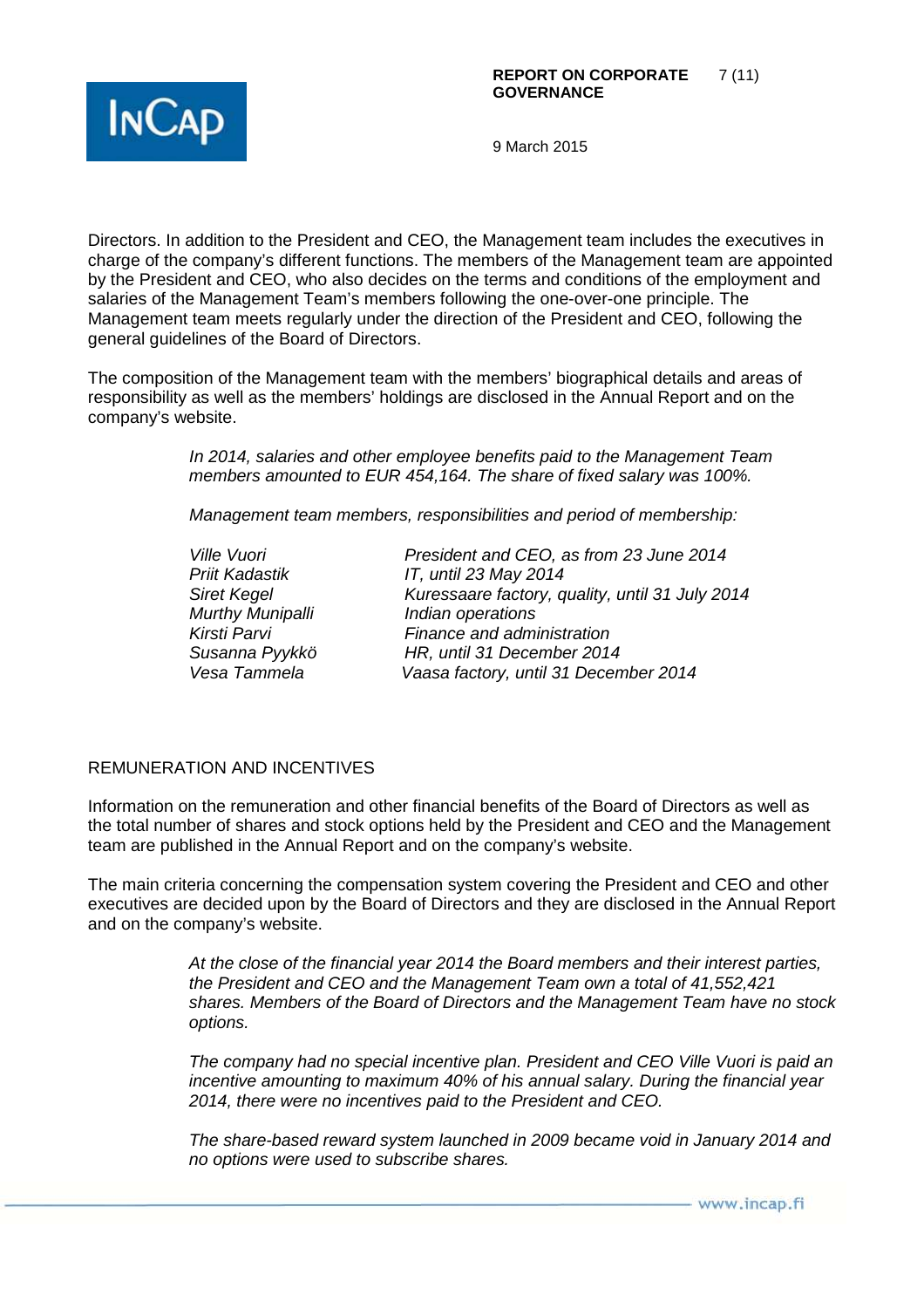Directors. In addition to the President and CEO, the Management team includes the executives in charge of the company's different functions. The members of the Management team are appointed by the President and CEO, who also decides on the terms and conditions of the employment and salaries of the Management Team's members following the one-over-one principle. The Management team meets regularly under the direction of the President and CEO, following the general guidelines of the Board of Directors.

The composition of the Management team with the members' biographical details and areas of responsibility as well as the members' holdings are disclosed in the Annual Report and on the company's website.

*In 2014, salaries and other employee benefits paid to the Management Team members amounted to EUR 454,164. The share of fixed salary was 100%.*

*Management team members, responsibilities and period of membership:*

| | |
|---|---|
| *Ville Vuori* | *President and CEO, as from 23 June 2014* |
| *Priit Kadastik* | *IT, until 23 May 2014* |
| *Siret Kegel* | *Kuressaare factory, quality, until 31 July 2014* |
| *Murthy Munipalli* | *Indian operations* |
| *Kirsti Parvi* | *Finance and administration* |
| *Susanna Pyykkö* | *HR, until 31 December 2014* |
| *Vesa Tammela* | *Vaasa factory, until 31 December 2014* |

## REMUNERATION AND INCENTIVES

Information on the remuneration and other financial benefits of the Board of Directors as well as the total number of shares and stock options held by the President and CEO and the Management team are published in the Annual Report and on the company's website.

The main criteria concerning the compensation system covering the President and CEO and other executives are decided upon by the Board of Directors and they are disclosed in the Annual Report and on the company's website.

*At the close of the financial year 2014 the Board members and their interest parties, the President and CEO and the Management Team own a total of 41,552,421 shares. Members of the Board of Directors and the Management Team have no stock options.*

*The company had no special incentive plan. President and CEO Ville Vuori is paid an incentive amounting to maximum 40% of his annual salary. During the financial year 2014, there were no incentives paid to the President and CEO.*

*The share-based reward system launched in 2009 became void in January 2014 and no options were used to subscribe shares.*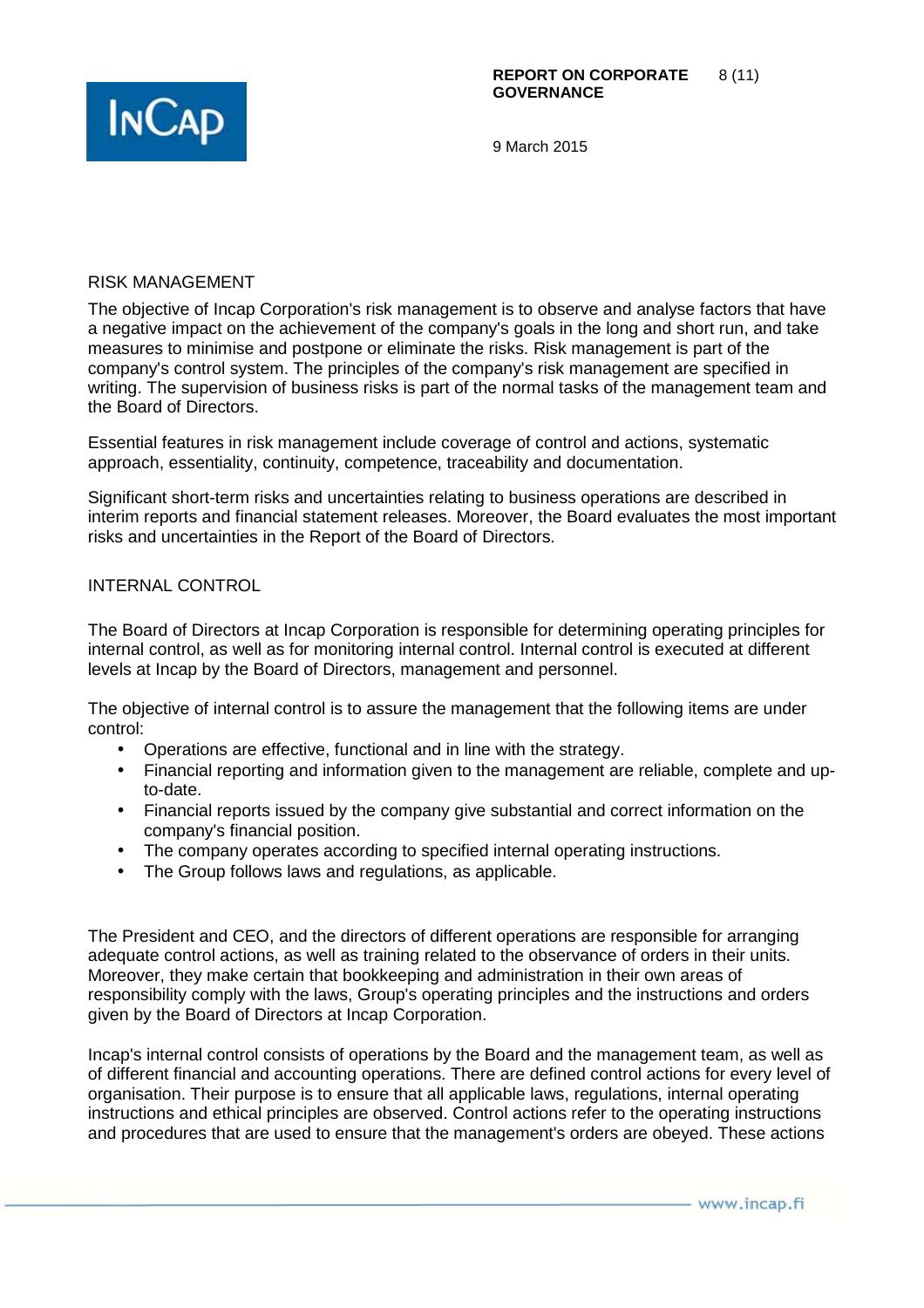## RISK MANAGEMENT

The objective of Incap Corporation's risk management is to observe and analyse factors that have a negative impact on the achievement of the company's goals in the long and short run, and take measures to minimise and postpone or eliminate the risks. Risk management is part of the company's control system. The principles of the company's risk management are specified in writing. The supervision of business risks is part of the normal tasks of the management team and the Board of Directors.

Essential features in risk management include coverage of control and actions, systematic approach, essentiality, continuity, competence, traceability and documentation.

Significant short-term risks and uncertainties relating to business operations are described in interim reports and financial statement releases. Moreover, the Board evaluates the most important risks and uncertainties in the Report of the Board of Directors.

## INTERNAL CONTROL

The Board of Directors at Incap Corporation is responsible for determining operating principles for internal control, as well as for monitoring internal control. Internal control is executed at different levels at Incap by the Board of Directors, management and personnel.

The objective of internal control is to assure the management that the following items are under control:

- Operations are effective, functional and in line with the strategy.
- Financial reporting and information given to the management are reliable, complete and up-to-date.
- Financial reports issued by the company give substantial and correct information on the company's financial position.
- The company operates according to specified internal operating instructions.
- The Group follows laws and regulations, as applicable.

The President and CEO, and the directors of different operations are responsible for arranging adequate control actions, as well as training related to the observance of orders in their units. Moreover, they make certain that bookkeeping and administration in their own areas of responsibility comply with the laws, Group's operating principles and the instructions and orders given by the Board of Directors at Incap Corporation.

Incap's internal control consists of operations by the Board and the management team, as well as of different financial and accounting operations. There are defined control actions for every level of organisation. Their purpose is to ensure that all applicable laws, regulations, internal operating instructions and ethical principles are observed. Control actions refer to the operating instructions and procedures that are used to ensure that the management's orders are obeyed. These actions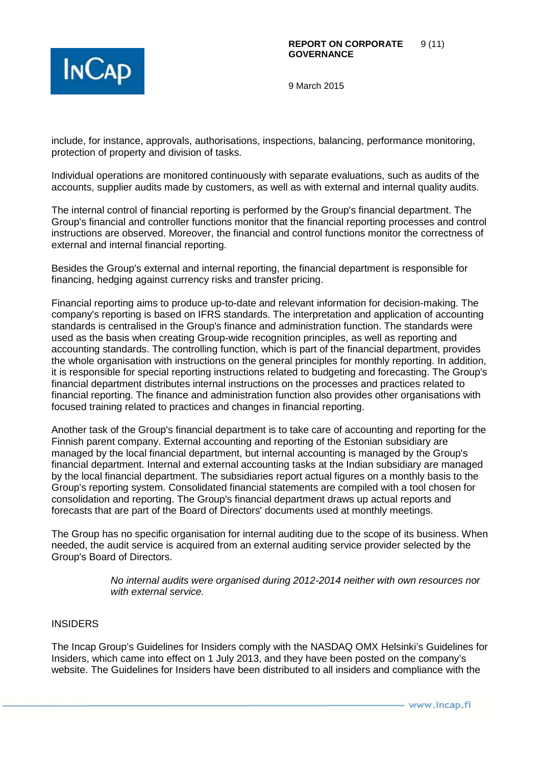include, for instance, approvals, authorisations, inspections, balancing, performance monitoring, protection of property and division of tasks.

Individual operations are monitored continuously with separate evaluations, such as audits of the accounts, supplier audits made by customers, as well as with external and internal quality audits.

The internal control of financial reporting is performed by the Group's financial department. The Group's financial and controller functions monitor that the financial reporting processes and control instructions are observed. Moreover, the financial and control functions monitor the correctness of external and internal financial reporting.

Besides the Group's external and internal reporting, the financial department is responsible for financing, hedging against currency risks and transfer pricing.

Financial reporting aims to produce up-to-date and relevant information for decision-making. The company's reporting is based on IFRS standards. The interpretation and application of accounting standards is centralised in the Group's finance and administration function. The standards were used as the basis when creating Group-wide recognition principles, as well as reporting and accounting standards. The controlling function, which is part of the financial department, provides the whole organisation with instructions on the general principles for monthly reporting. In addition, it is responsible for special reporting instructions related to budgeting and forecasting. The Group's financial department distributes internal instructions on the processes and practices related to financial reporting. The finance and administration function also provides other organisations with focused training related to practices and changes in financial reporting.

Another task of the Group's financial department is to take care of accounting and reporting for the Finnish parent company. External accounting and reporting of the Estonian subsidiary are managed by the local financial department, but internal accounting is managed by the Group's financial department. Internal and external accounting tasks at the Indian subsidiary are managed by the local financial department. The subsidiaries report actual figures on a monthly basis to the Group's reporting system. Consolidated financial statements are compiled with a tool chosen for consolidation and reporting. The Group's financial department draws up actual reports and forecasts that are part of the Board of Directors' documents used at monthly meetings.

The Group has no specific organisation for internal auditing due to the scope of its business. When needed, the audit service is acquired from an external auditing service provider selected by the Group's Board of Directors.

*No internal audits were organised during 2012-2014 neither with own resources nor with external service.*

## INSIDERS

The Incap Group's Guidelines for Insiders comply with the NASDAQ OMX Helsinki's Guidelines for Insiders, which came into effect on 1 July 2013, and they have been posted on the company's website. The Guidelines for Insiders have been distributed to all insiders and compliance with the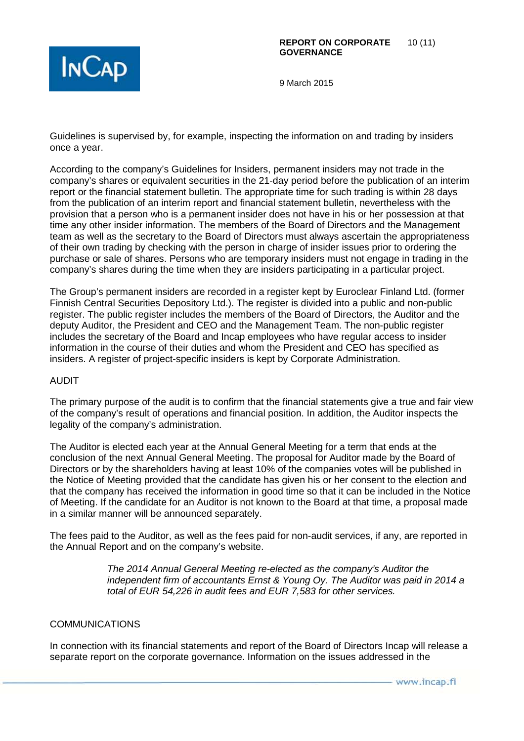Guidelines is supervised by, for example, inspecting the information on and trading by insiders once a year.

According to the company's Guidelines for Insiders, permanent insiders may not trade in the company's shares or equivalent securities in the 21-day period before the publication of an interim report or the financial statement bulletin. The appropriate time for such trading is within 28 days from the publication of an interim report and financial statement bulletin, nevertheless with the provision that a person who is a permanent insider does not have in his or her possession at that time any other insider information. The members of the Board of Directors and the Management team as well as the secretary to the Board of Directors must always ascertain the appropriateness of their own trading by checking with the person in charge of insider issues prior to ordering the purchase or sale of shares. Persons who are temporary insiders must not engage in trading in the company's shares during the time when they are insiders participating in a particular project.

The Group's permanent insiders are recorded in a register kept by Euroclear Finland Ltd. (former Finnish Central Securities Depository Ltd.). The register is divided into a public and non-public register. The public register includes the members of the Board of Directors, the Auditor and the deputy Auditor, the President and CEO and the Management Team. The non-public register includes the secretary of the Board and Incap employees who have regular access to insider information in the course of their duties and whom the President and CEO has specified as insiders. A register of project-specific insiders is kept by Corporate Administration.

## AUDIT

The primary purpose of the audit is to confirm that the financial statements give a true and fair view of the company's result of operations and financial position. In addition, the Auditor inspects the legality of the company's administration.

The Auditor is elected each year at the Annual General Meeting for a term that ends at the conclusion of the next Annual General Meeting. The proposal for Auditor made by the Board of Directors or by the shareholders having at least 10% of the companies votes will be published in the Notice of Meeting provided that the candidate has given his or her consent to the election and that the company has received the information in good time so that it can be included in the Notice of Meeting. If the candidate for an Auditor is not known to the Board at that time, a proposal made in a similar manner will be announced separately.

The fees paid to the Auditor, as well as the fees paid for non-audit services, if any, are reported in the Annual Report and on the company's website.

> *The 2014 Annual General Meeting re-elected as the company's Auditor the independent firm of accountants Ernst & Young Oy. The Auditor was paid in 2014 a total of EUR 54,226 in audit fees and EUR 7,583 for other services.*

## COMMUNICATIONS

In connection with its financial statements and report of the Board of Directors Incap will release a separate report on the corporate governance. Information on the issues addressed in the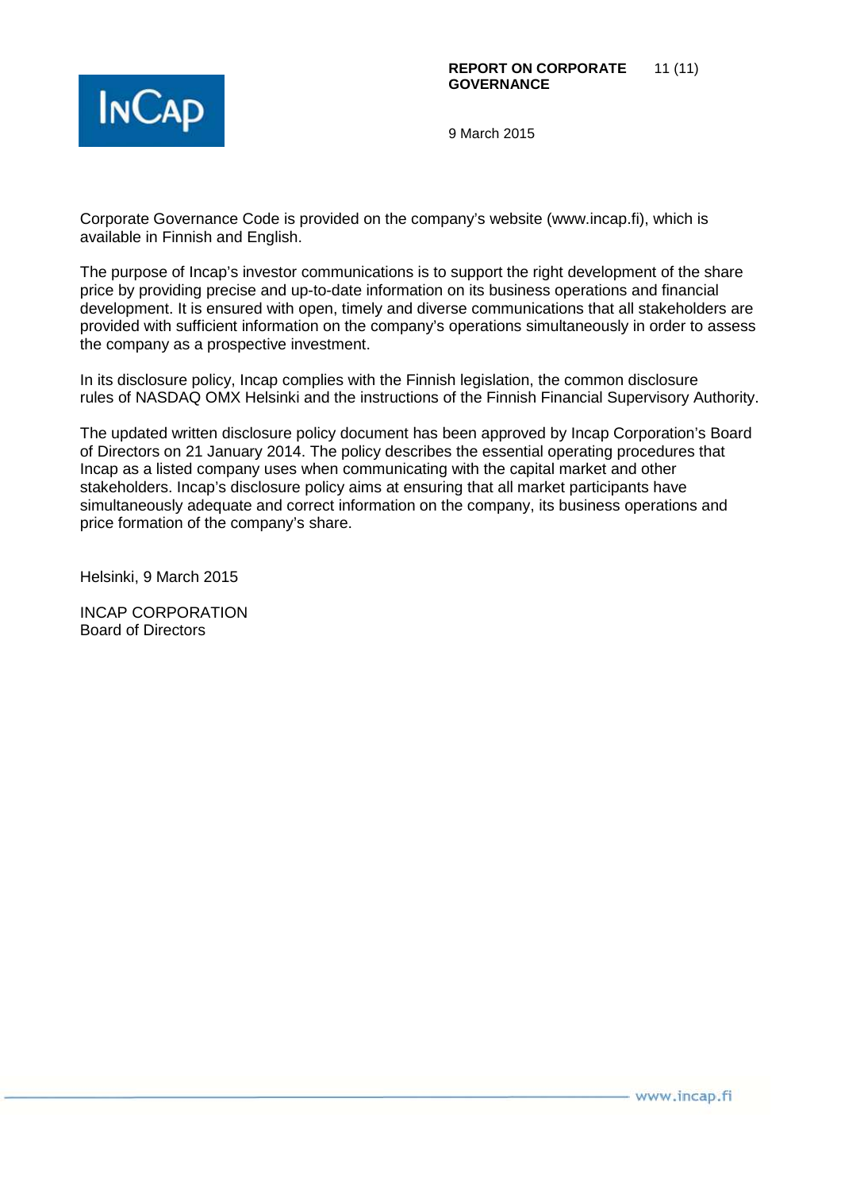Corporate Governance Code is provided on the company's website (www.incap.fi), which is available in Finnish and English.

The purpose of Incap's investor communications is to support the right development of the share price by providing precise and up-to-date information on its business operations and financial development. It is ensured with open, timely and diverse communications that all stakeholders are provided with sufficient information on the company's operations simultaneously in order to assess the company as a prospective investment.

In its disclosure policy, Incap complies with the Finnish legislation, the common disclosure rules of NASDAQ OMX Helsinki and the instructions of the Finnish Financial Supervisory Authority.

The updated written disclosure policy document has been approved by Incap Corporation's Board of Directors on 21 January 2014. The policy describes the essential operating procedures that Incap as a listed company uses when communicating with the capital market and other stakeholders. Incap's disclosure policy aims at ensuring that all market participants have simultaneously adequate and correct information on the company, its business operations and price formation of the company's share.

Helsinki, 9 March 2015

INCAP CORPORATION
Board of Directors